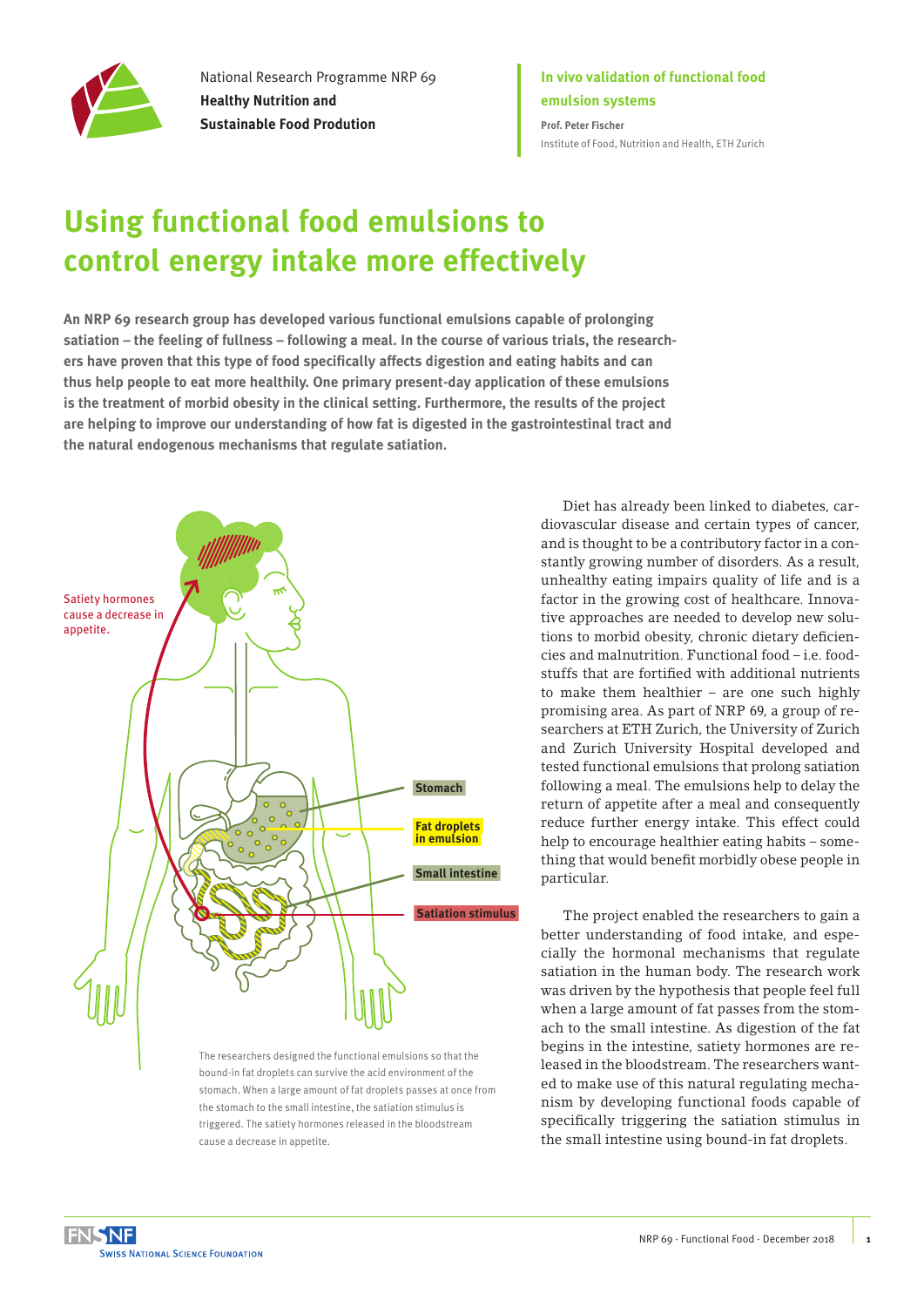National Research Programme NRP 69
**Healthy Nutrition and**
**Sustainable Food Prodution**

**In vivo validation of functional food emulsion systems**
**Prof. Peter Fischer**
Institute of Food, Nutrition and Health, ETH Zurich

# Using functional food emulsions to control energy intake more effectively

**An NRP 69 research group has developed various functional emulsions capable of prolonging satiation – the feeling of fullness – following a meal. In the course of various trials, the researchers have proven that this type of food specifically affects digestion and eating habits and can thus help people to eat more healthily. One primary present-day application of these emulsions is the treatment of morbid obesity in the clinical setting. Furthermore, the results of the project are helping to improve our understanding of how fat is digested in the gastrointestinal tract and the natural endogenous mechanisms that regulate satiation.**

Satiety hormones cause a decrease in appetite.

Stomach

Fat droplets in emulsion

Small intestine

Satiation stimulus

The researchers designed the functional emulsions so that the bound-in fat droplets can survive the acid environment of the stomach. When a large amount of fat droplets passes at once from the stomach to the small intestine, the satiation stimulus is triggered. The satiety hormones released in the bloodstream cause a decrease in appetite.

Diet has already been linked to diabetes, cardiovascular disease and certain types of cancer, and is thought to be a contributory factor in a constantly growing number of disorders. As a result, unhealthy eating impairs quality of life and is a factor in the growing cost of healthcare. Innovative approaches are needed to develop new solutions to morbid obesity, chronic dietary deficiencies and malnutrition. Functional food – i.e. foodstuffs that are fortified with additional nutrients to make them healthier – are one such highly promising area. As part of NRP 69, a group of researchers at ETH Zurich, the University of Zurich and Zurich University Hospital developed and tested functional emulsions that prolong satiation following a meal. The emulsions help to delay the return of appetite after a meal and consequently reduce further energy intake. This effect could help to encourage healthier eating habits – something that would benefit morbidly obese people in particular.

The project enabled the researchers to gain a better understanding of food intake, and especially the hormonal mechanisms that regulate satiation in the human body. The research work was driven by the hypothesis that people feel full when a large amount of fat passes from the stomach to the small intestine. As digestion of the fat begins in the intestine, satiety hormones are released in the bloodstream. The researchers wanted to make use of this natural regulating mechanism by developing functional foods capable of specifically triggering the satiation stimulus in the small intestine using bound-in fat droplets.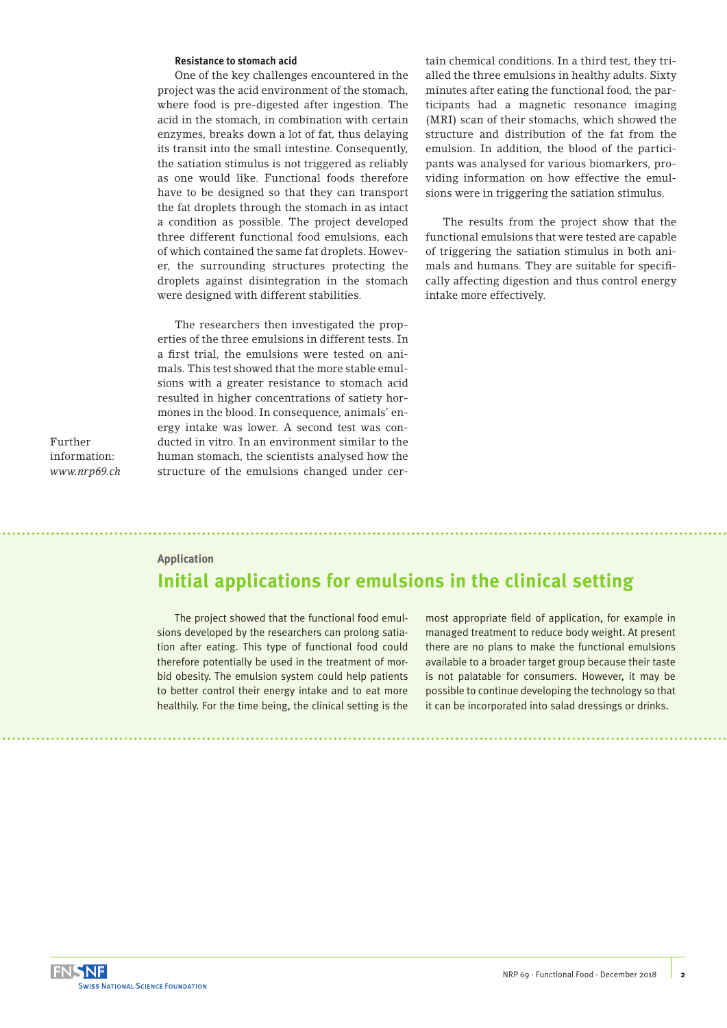### Resistance to stomach acid

One of the key challenges encountered in the project was the acid environment of the stomach, where food is pre-digested after ingestion. The acid in the stomach, in combination with certain enzymes, breaks down a lot of fat, thus delaying its transit into the small intestine. Consequently, the satiation stimulus is not triggered as reliably as one would like. Functional foods therefore have to be designed so that they can transport the fat droplets through the stomach in as intact a condition as possible. The project developed three different functional food emulsions, each of which contained the same fat droplets. However, the surrounding structures protecting the droplets against disintegration in the stomach were designed with different stabilities.

The researchers then investigated the properties of the three emulsions in different tests. In a first trial, the emulsions were tested on animals. This test showed that the more stable emulsions with a greater resistance to stomach acid resulted in higher concentrations of satiety hormones in the blood. In consequence, animals' energy intake was lower. A second test was conducted in vitro. In an environment similar to the human stomach, the scientists analysed how the structure of the emulsions changed under certain chemical conditions. In a third test, they trialled the three emulsions in healthy adults. Sixty minutes after eating the functional food, the participants had a magnetic resonance imaging (MRI) scan of their stomachs, which showed the structure and distribution of the fat from the emulsion. In addition, the blood of the participants was analysed for various biomarkers, providing information on how effective the emulsions were in triggering the satiation stimulus.

The results from the project show that the functional emulsions that were tested are capable of triggering the satiation stimulus in both animals and humans. They are suitable for specifically affecting digestion and thus control energy intake more effectively.

Further information: *www.nrp69.ch*

Application

## Initial applications for emulsions in the clinical setting

The project showed that the functional food emulsions developed by the researchers can prolong satiation after eating. This type of functional food could therefore potentially be used in the treatment of morbid obesity. The emulsion system could help patients to better control their energy intake and to eat more healthily. For the time being, the clinical setting is the most appropriate field of application, for example in managed treatment to reduce body weight. At present there are no plans to make the functional emulsions available to a broader target group because their taste is not palatable for consumers. However, it may be possible to continue developing the technology so that it can be incorporated into salad dressings or drinks.